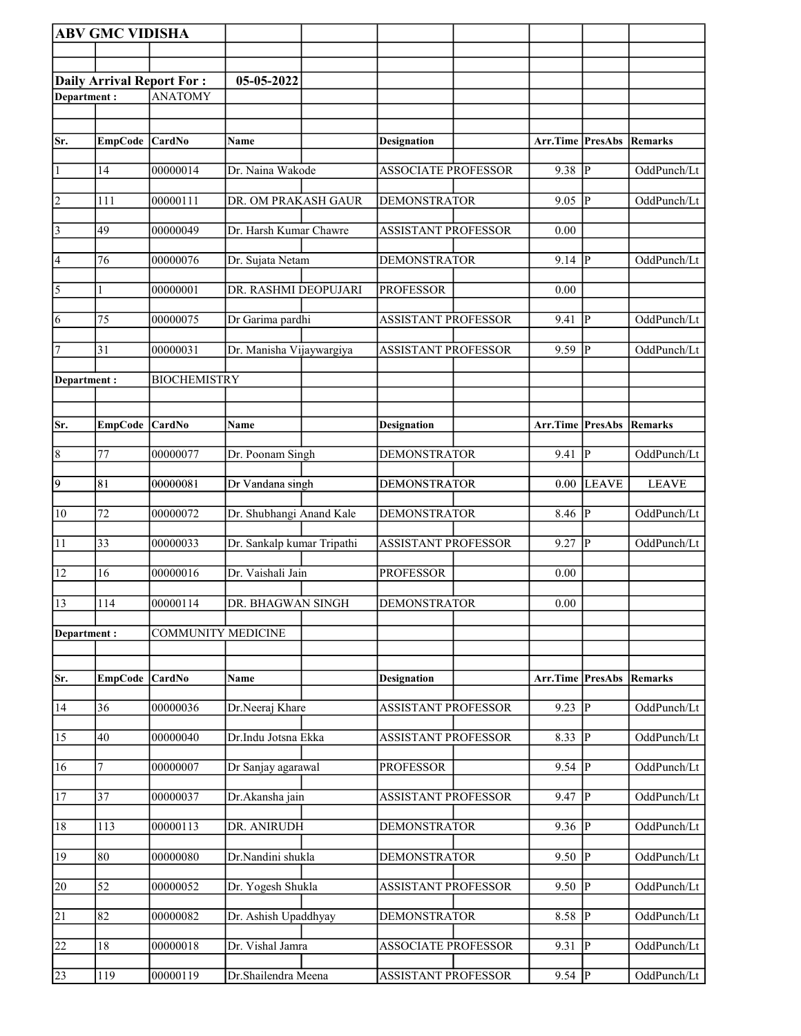**ABV GMC VIDISHA**

**Daily Arrival Report For :** **05-05-2022**

**Department :** ANATOMY

| Sr. | EmpCode | CardNo | Name | Designation | Arr.Time | PresAbs | Remarks |
|---|---|---|---|---|---|---|---|
| 1 | 14 | 00000014 | Dr. Naina Wakode | ASSOCIATE PROFESSOR | 9.38 | P | OddPunch/Lt |
| 2 | 111 | 00000111 | DR. OM PRAKASH GAUR | DEMONSTRATOR | 9.05 | P | OddPunch/Lt |
| 3 | 49 | 00000049 | Dr. Harsh Kumar Chawre | ASSISTANT PROFESSOR | 0.00 | | |
| 4 | 76 | 00000076 | Dr. Sujata Netam | DEMONSTRATOR | 9.14 | P | OddPunch/Lt |
| 5 | 1 | 00000001 | DR. RASHMI DEOPUJARI | PROFESSOR | 0.00 | | |
| 6 | 75 | 00000075 | Dr Garima pardhi | ASSISTANT PROFESSOR | 9.41 | P | OddPunch/Lt |
| 7 | 31 | 00000031 | Dr. Manisha Vijaywargiya | ASSISTANT PROFESSOR | 9.59 | P | OddPunch/Lt |

**Department :** BIOCHEMISTRY

| Sr. | EmpCode | CardNo | Name | Designation | Arr.Time | PresAbs | Remarks |
|---|---|---|---|---|---|---|---|
| 8 | 77 | 00000077 | Dr. Poonam Singh | DEMONSTRATOR | 9.41 | P | OddPunch/Lt |
| 9 | 81 | 00000081 | Dr Vandana singh | DEMONSTRATOR | 0.00 | LEAVE | LEAVE |
| 10 | 72 | 00000072 | Dr. Shubhangi Anand Kale | DEMONSTRATOR | 8.46 | P | OddPunch/Lt |
| 11 | 33 | 00000033 | Dr. Sankalp kumar Tripathi | ASSISTANT PROFESSOR | 9.27 | P | OddPunch/Lt |
| 12 | 16 | 00000016 | Dr. Vaishali Jain | PROFESSOR | 0.00 | | |
| 13 | 114 | 00000114 | DR. BHAGWAN SINGH | DEMONSTRATOR | 0.00 | | |

**Department :** COMMUNITY MEDICINE

| Sr. | EmpCode | CardNo | Name | Designation | Arr.Time | PresAbs | Remarks |
|---|---|---|---|---|---|---|---|
| 14 | 36 | 00000036 | Dr.Neeraj Khare | ASSISTANT PROFESSOR | 9.23 | P | OddPunch/Lt |
| 15 | 40 | 00000040 | Dr.Indu Jotsna Ekka | ASSISTANT PROFESSOR | 8.33 | P | OddPunch/Lt |
| 16 | 7 | 00000007 | Dr Sanjay agarawal | PROFESSOR | 9.54 | P | OddPunch/Lt |
| 17 | 37 | 00000037 | Dr.Akansha jain | ASSISTANT PROFESSOR | 9.47 | P | OddPunch/Lt |
| 18 | 113 | 00000113 | DR. ANIRUDH | DEMONSTRATOR | 9.36 | P | OddPunch/Lt |
| 19 | 80 | 00000080 | Dr.Nandini shukla | DEMONSTRATOR | 9.50 | P | OddPunch/Lt |
| 20 | 52 | 00000052 | Dr. Yogesh Shukla | ASSISTANT PROFESSOR | 9.50 | P | OddPunch/Lt |
| 21 | 82 | 00000082 | Dr. Ashish Upaddhyay | DEMONSTRATOR | 8.58 | P | OddPunch/Lt |
| 22 | 18 | 00000018 | Dr. Vishal Jamra | ASSOCIATE PROFESSOR | 9.31 | P | OddPunch/Lt |
| 23 | 119 | 00000119 | Dr.Shailendra Meena | ASSISTANT PROFESSOR | 9.54 | P | OddPunch/Lt |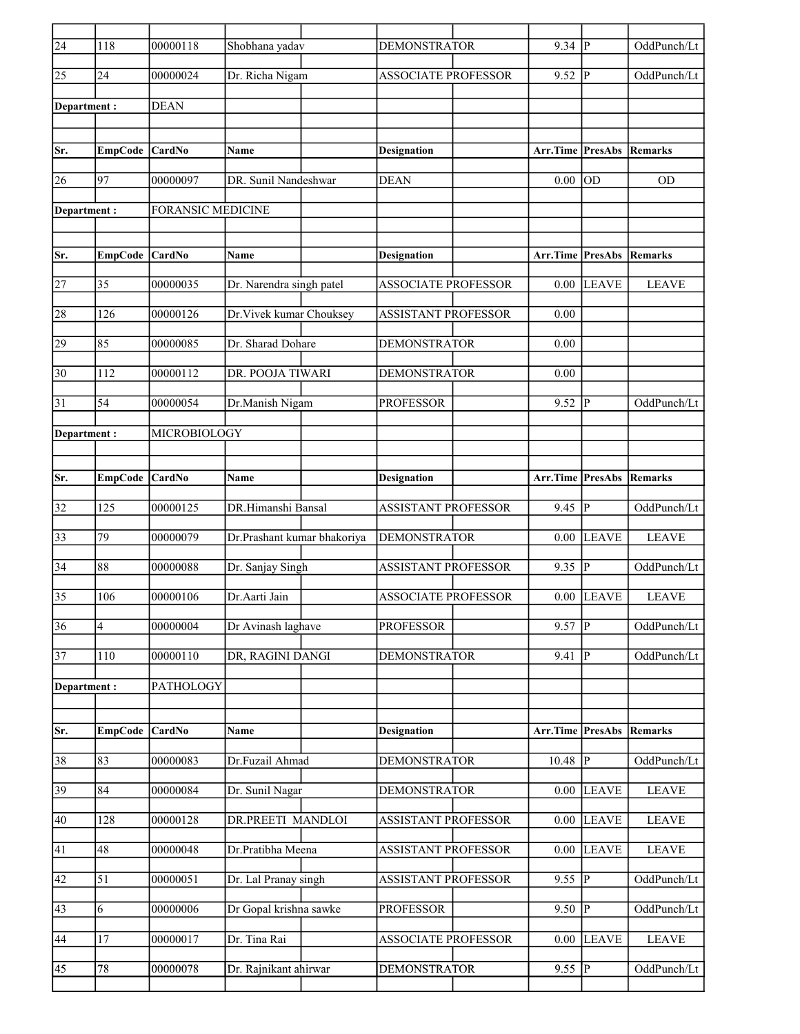| Sr. | EmpCode | CardNo | Name | Designation | Arr.Time | PresAbs | Remarks |
|---|---|---|---|---|---|---|---|
| 24 | 118 | 00000118 | Shobhana yadav | DEMONSTRATOR | 9.34 | P | OddPunch/Lt |
| 25 | 24 | 00000024 | Dr. Richa Nigam | ASSOCIATE PROFESSOR | 9.52 | P | OddPunch/Lt |
| **Department :** | | DEAN | | | | | |
| **Sr.** | **EmpCode** | **CardNo** | **Name** | **Designation** | **Arr.Time** | **PresAbs** | **Remarks** |
| 26 | 97 | 00000097 | DR. Sunil Nandeshwar | DEAN | 0.00 | OD | OD |
| **Department :** | | FORANSIC MEDICINE | | | | | |
| **Sr.** | **EmpCode** | **CardNo** | **Name** | **Designation** | **Arr.Time** | **PresAbs** | **Remarks** |
| 27 | 35 | 00000035 | Dr. Narendra singh patel | ASSOCIATE PROFESSOR | 0.00 | LEAVE | LEAVE |
| 28 | 126 | 00000126 | Dr.Vivek kumar Chouksey | ASSISTANT PROFESSOR | 0.00 | | |
| 29 | 85 | 00000085 | Dr. Sharad Dohare | DEMONSTRATOR | 0.00 | | |
| 30 | 112 | 00000112 | DR. POOJA TIWARI | DEMONSTRATOR | 0.00 | | |
| 31 | 54 | 00000054 | Dr.Manish Nigam | PROFESSOR | 9.52 | P | OddPunch/Lt |
| **Department :** | | MICROBIOLOGY | | | | | |
| **Sr.** | **EmpCode** | **CardNo** | **Name** | **Designation** | **Arr.Time** | **PresAbs** | **Remarks** |
| 32 | 125 | 00000125 | DR.Himanshi Bansal | ASSISTANT PROFESSOR | 9.45 | P | OddPunch/Lt |
| 33 | 79 | 00000079 | Dr.Prashant kumar bhakoriya | DEMONSTRATOR | 0.00 | LEAVE | LEAVE |
| 34 | 88 | 00000088 | Dr. Sanjay Singh | ASSISTANT PROFESSOR | 9.35 | P | OddPunch/Lt |
| 35 | 106 | 00000106 | Dr.Aarti Jain | ASSOCIATE PROFESSOR | 0.00 | LEAVE | LEAVE |
| 36 | 4 | 00000004 | Dr Avinash laghave | PROFESSOR | 9.57 | P | OddPunch/Lt |
| 37 | 110 | 00000110 | DR, RAGINI DANGI | DEMONSTRATOR | 9.41 | P | OddPunch/Lt |
| **Department :** | | PATHOLOGY | | | | | |
| **Sr.** | **EmpCode** | **CardNo** | **Name** | **Designation** | **Arr.Time** | **PresAbs** | **Remarks** |
| 38 | 83 | 00000083 | Dr.Fuzail Ahmad | DEMONSTRATOR | 10.48 | P | OddPunch/Lt |
| 39 | 84 | 00000084 | Dr. Sunil Nagar | DEMONSTRATOR | 0.00 | LEAVE | LEAVE |
| 40 | 128 | 00000128 | DR.PREETI MANDLOI | ASSISTANT PROFESSOR | 0.00 | LEAVE | LEAVE |
| 41 | 48 | 00000048 | Dr.Pratibha Meena | ASSISTANT PROFESSOR | 0.00 | LEAVE | LEAVE |
| 42 | 51 | 00000051 | Dr. Lal Pranay singh | ASSISTANT PROFESSOR | 9.55 | P | OddPunch/Lt |
| 43 | 6 | 00000006 | Dr Gopal krishna sawke | PROFESSOR | 9.50 | P | OddPunch/Lt |
| 44 | 17 | 00000017 | Dr. Tina Rai | ASSOCIATE PROFESSOR | 0.00 | LEAVE | LEAVE |
| 45 | 78 | 00000078 | Dr. Rajnikant ahirwar | DEMONSTRATOR | 9.55 | P | OddPunch/Lt |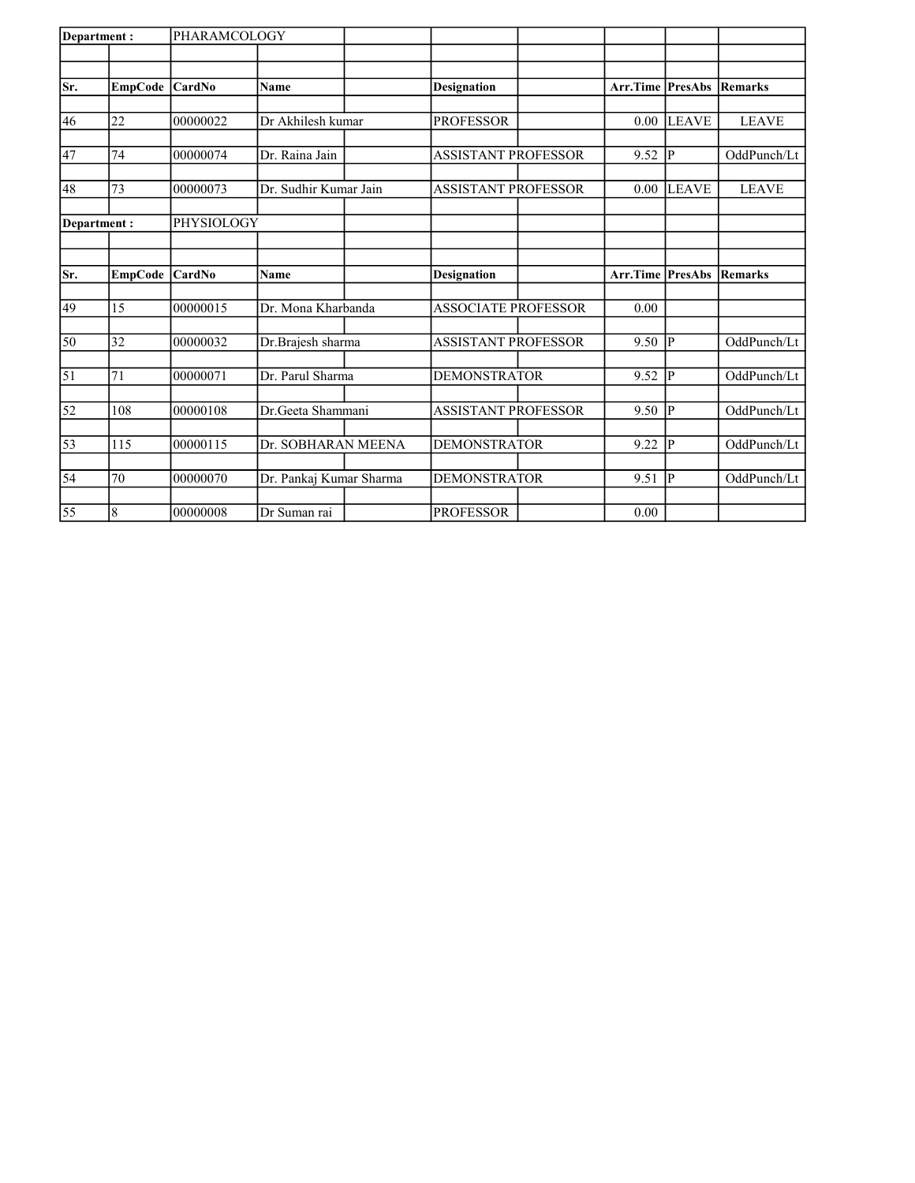| Department : | | PHARAMCOLOGY | | | |
|---|---|---|---|---|---|

| Sr. | EmpCode | CardNo | Name | Designation | Arr.Time | PresAbs | Remarks |
|---|---|---|---|---|---|---|---|
| 46 | 22 | 00000022 | Dr Akhilesh kumar | PROFESSOR | 0.00 | LEAVE | LEAVE |
| 47 | 74 | 00000074 | Dr. Raina Jain | ASSISTANT PROFESSOR | 9.52 | P | OddPunch/Lt |
| 48 | 73 | 00000073 | Dr. Sudhir Kumar Jain | ASSISTANT PROFESSOR | 0.00 | LEAVE | LEAVE |

| Department : | | PHYSIOLOGY | | | |
|---|---|---|---|---|---|

| Sr. | EmpCode | CardNo | Name | Designation | Arr.Time | PresAbs | Remarks |
|---|---|---|---|---|---|---|---|
| 49 | 15 | 00000015 | Dr. Mona Kharbanda | ASSOCIATE PROFESSOR | 0.00 | | |
| 50 | 32 | 00000032 | Dr.Brajesh sharma | ASSISTANT PROFESSOR | 9.50 | P | OddPunch/Lt |
| 51 | 71 | 00000071 | Dr. Parul Sharma | DEMONSTRATOR | 9.52 | P | OddPunch/Lt |
| 52 | 108 | 00000108 | Dr.Geeta Shammani | ASSISTANT PROFESSOR | 9.50 | P | OddPunch/Lt |
| 53 | 115 | 00000115 | Dr. SOBHARAN MEENA | DEMONSTRATOR | 9.22 | P | OddPunch/Lt |
| 54 | 70 | 00000070 | Dr. Pankaj Kumar Sharma | DEMONSTRATOR | 9.51 | P | OddPunch/Lt |
| 55 | 8 | 00000008 | Dr Suman rai | PROFESSOR | 0.00 | | |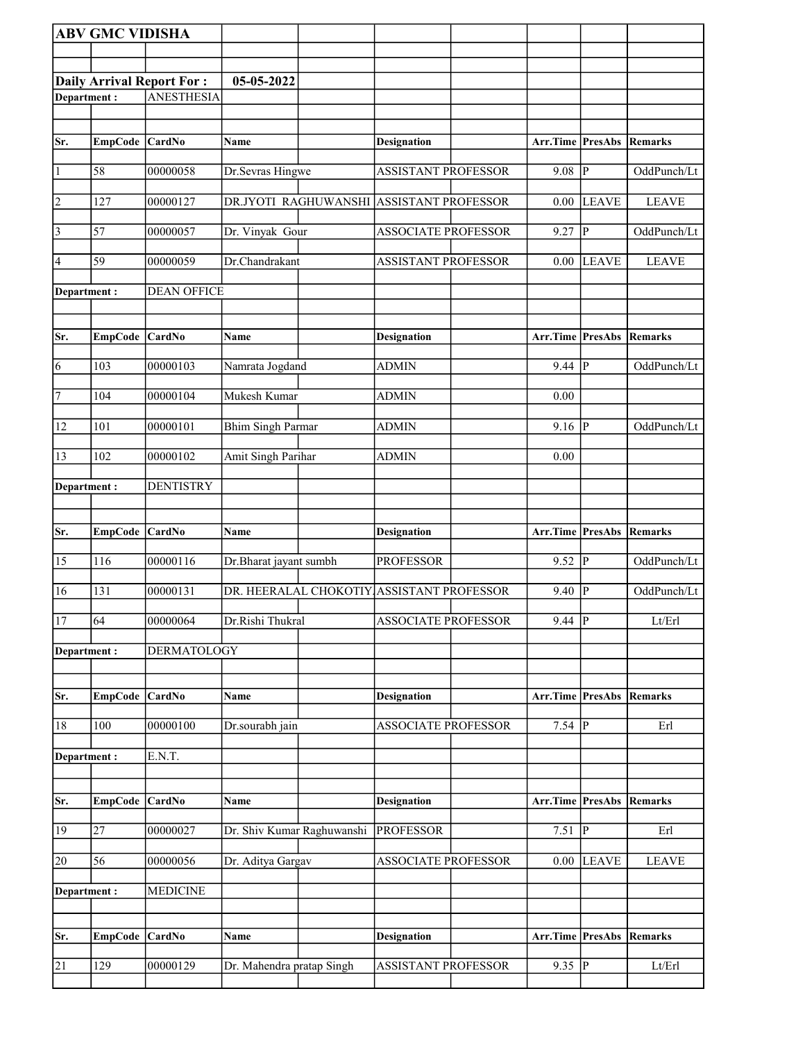**ABV GMC VIDISHA**

**Daily Arrival Report For : 05-05-2022**

**Department :** ANESTHESIA

| Sr. | EmpCode | CardNo | Name | Designation | Arr.Time | PresAbs | Remarks |
|---|---|---|---|---|---|---|---|
| 1 | 58 | 00000058 | Dr.Sevras Hingwe | ASSISTANT PROFESSOR | 9.08 | P | OddPunch/Lt |
| 2 | 127 | 00000127 | DR.JYOTI RAGHUWANSHI | ASSISTANT PROFESSOR | 0.00 | LEAVE | LEAVE |
| 3 | 57 | 00000057 | Dr. Vinyak Gour | ASSOCIATE PROFESSOR | 9.27 | P | OddPunch/Lt |
| 4 | 59 | 00000059 | Dr.Chandrakant | ASSISTANT PROFESSOR | 0.00 | LEAVE | LEAVE |

**Department :** DEAN OFFICE

| Sr. | EmpCode | CardNo | Name | Designation | Arr.Time | PresAbs | Remarks |
|---|---|---|---|---|---|---|---|
| 6 | 103 | 00000103 | Namrata Jogdand | ADMIN | 9.44 | P | OddPunch/Lt |
| 7 | 104 | 00000104 | Mukesh Kumar | ADMIN | 0.00 | | |
| 12 | 101 | 00000101 | Bhim Singh Parmar | ADMIN | 9.16 | P | OddPunch/Lt |
| 13 | 102 | 00000102 | Amit Singh Parihar | ADMIN | 0.00 | | |

**Department :** DENTISTRY

| Sr. | EmpCode | CardNo | Name | Designation | Arr.Time | PresAbs | Remarks |
|---|---|---|---|---|---|---|---|
| 15 | 116 | 00000116 | Dr.Bharat jayant sumbh | PROFESSOR | 9.52 | P | OddPunch/Lt |
| 16 | 131 | 00000131 | DR. HEERALAL CHOKOTIY | ASSISTANT PROFESSOR | 9.40 | P | OddPunch/Lt |
| 17 | 64 | 00000064 | Dr.Rishi Thukral | ASSOCIATE PROFESSOR | 9.44 | P | Lt/Erl |

**Department :** DERMATOLOGY

| Sr. | EmpCode | CardNo | Name | Designation | Arr.Time | PresAbs | Remarks |
|---|---|---|---|---|---|---|---|
| 18 | 100 | 00000100 | Dr.sourabh jain | ASSOCIATE PROFESSOR | 7.54 | P | Erl |

**Department :** E.N.T.

| Sr. | EmpCode | CardNo | Name | Designation | Arr.Time | PresAbs | Remarks |
|---|---|---|---|---|---|---|---|
| 19 | 27 | 00000027 | Dr. Shiv Kumar Raghuwanshi | PROFESSOR | 7.51 | P | Erl |
| 20 | 56 | 00000056 | Dr. Aditya Gargav | ASSOCIATE PROFESSOR | 0.00 | LEAVE | LEAVE |

**Department :** MEDICINE

| Sr. | EmpCode | CardNo | Name | Designation | Arr.Time | PresAbs | Remarks |
|---|---|---|---|---|---|---|---|
| 21 | 129 | 00000129 | Dr. Mahendra pratap Singh | ASSISTANT PROFESSOR | 9.35 | P | Lt/Erl |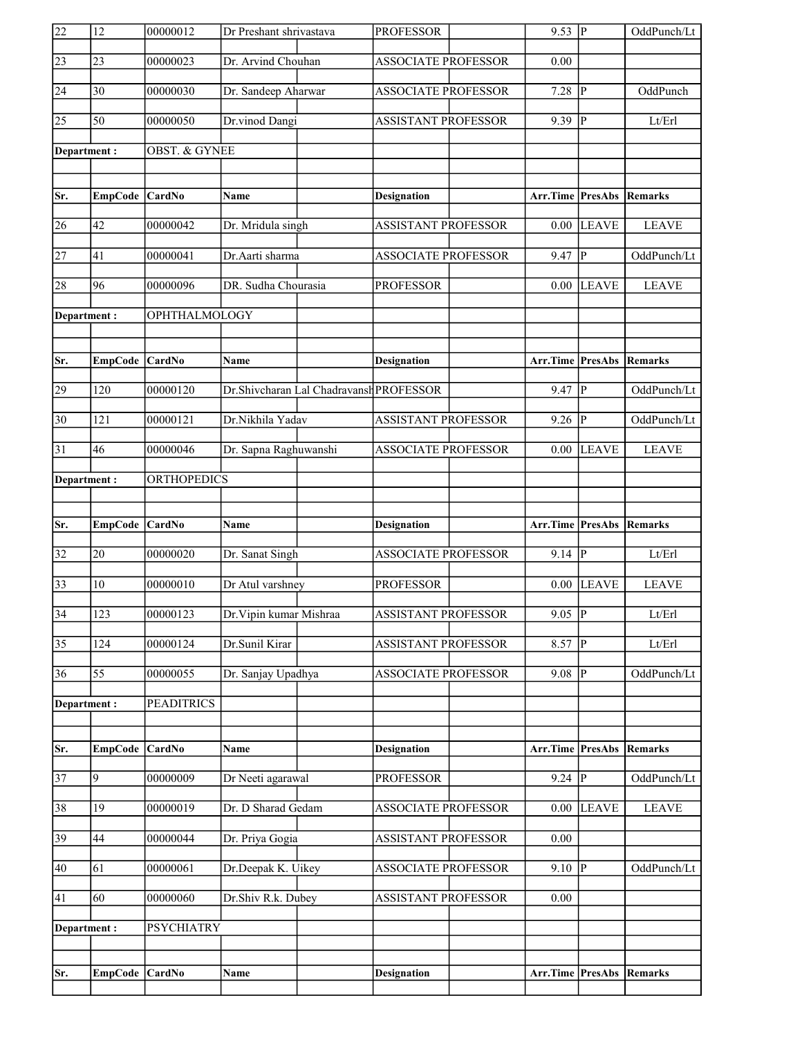| Sr. | EmpCode | CardNo | Name | Designation | Arr.Time | PresAbs | Remarks |
|---|---|---|---|---|---|---|---|
| 22 | 12 | 00000012 | Dr Preshant shrivastava | PROFESSOR | 9.53 | P | OddPunch/Lt |
| 23 | 23 | 00000023 | Dr. Arvind Chouhan | ASSOCIATE PROFESSOR | 0.00 | | |
| 24 | 30 | 00000030 | Dr. Sandeep Aharwar | ASSOCIATE PROFESSOR | 7.28 | P | OddPunch |
| 25 | 50 | 00000050 | Dr.vinod Dangi | ASSISTANT PROFESSOR | 9.39 | P | Lt/Erl |

**Department :** OBST. & GYNEE

| Sr. | EmpCode | CardNo | Name | Designation | Arr.Time | PresAbs | Remarks |
|---|---|---|---|---|---|---|---|
| 26 | 42 | 00000042 | Dr. Mridula singh | ASSISTANT PROFESSOR | 0.00 | LEAVE | LEAVE |
| 27 | 41 | 00000041 | Dr.Aarti sharma | ASSOCIATE PROFESSOR | 9.47 | P | OddPunch/Lt |
| 28 | 96 | 00000096 | DR. Sudha Chourasia | PROFESSOR | 0.00 | LEAVE | LEAVE |

**Department :** OPHTHALMOLOGY

| Sr. | EmpCode | CardNo | Name | Designation | Arr.Time | PresAbs | Remarks |
|---|---|---|---|---|---|---|---|
| 29 | 120 | 00000120 | Dr.Shivcharan Lal Chadravansh | PROFESSOR | 9.47 | P | OddPunch/Lt |
| 30 | 121 | 00000121 | Dr.Nikhila Yadav | ASSISTANT PROFESSOR | 9.26 | P | OddPunch/Lt |
| 31 | 46 | 00000046 | Dr. Sapna Raghuwanshi | ASSOCIATE PROFESSOR | 0.00 | LEAVE | LEAVE |

**Department :** ORTHOPEDICS

| Sr. | EmpCode | CardNo | Name | Designation | Arr.Time | PresAbs | Remarks |
|---|---|---|---|---|---|---|---|
| 32 | 20 | 00000020 | Dr. Sanat Singh | ASSOCIATE PROFESSOR | 9.14 | P | Lt/Erl |
| 33 | 10 | 00000010 | Dr Atul varshney | PROFESSOR | 0.00 | LEAVE | LEAVE |
| 34 | 123 | 00000123 | Dr.Vipin kumar Mishraa | ASSISTANT PROFESSOR | 9.05 | P | Lt/Erl |
| 35 | 124 | 00000124 | Dr.Sunil Kirar | ASSISTANT PROFESSOR | 8.57 | P | Lt/Erl |
| 36 | 55 | 00000055 | Dr. Sanjay Upadhya | ASSOCIATE PROFESSOR | 9.08 | P | OddPunch/Lt |

**Department :** PEADITRICS

| Sr. | EmpCode | CardNo | Name | Designation | Arr.Time | PresAbs | Remarks |
|---|---|---|---|---|---|---|---|
| 37 | 9 | 00000009 | Dr Neeti agarawal | PROFESSOR | 9.24 | P | OddPunch/Lt |
| 38 | 19 | 00000019 | Dr. D Sharad Gedam | ASSOCIATE PROFESSOR | 0.00 | LEAVE | LEAVE |
| 39 | 44 | 00000044 | Dr. Priya Gogia | ASSISTANT PROFESSOR | 0.00 | | |
| 40 | 61 | 00000061 | Dr.Deepak K. Uikey | ASSOCIATE PROFESSOR | 9.10 | P | OddPunch/Lt |
| 41 | 60 | 00000060 | Dr.Shiv R.k. Dubey | ASSISTANT PROFESSOR | 0.00 | | |

**Department :** PSYCHIATRY

| Sr. | EmpCode | CardNo | Name | Designation | Arr.Time | PresAbs | Remarks |
|---|---|---|---|---|---|---|---|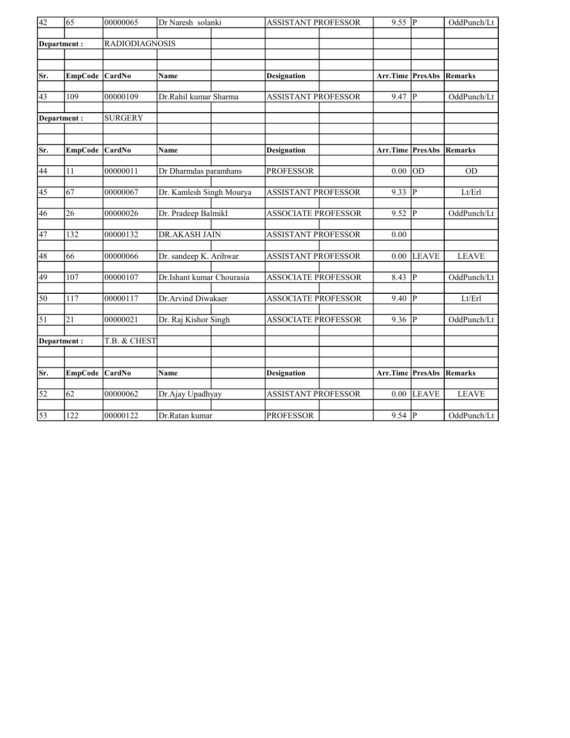| Sr. | EmpCode | CardNo | Name | Designation | Arr.Time | PresAbs | Remarks |
|---|---|---|---|---|---|---|---|
| 42 | 65 | 00000065 | Dr Naresh solanki | ASSISTANT PROFESSOR | 9.55 | P | OddPunch/Lt |
| **Department :** | | RADIODIAGNOSIS | | | | | |
| **Sr.** | **EmpCode** | **CardNo** | **Name** | **Designation** | **Arr.Time** | **PresAbs** | **Remarks** |
| 43 | 109 | 00000109 | Dr.Rahil kumar Sharma | ASSISTANT PROFESSOR | 9.47 | P | OddPunch/Lt |
| **Department :** | | SURGERY | | | | | |
| **Sr.** | **EmpCode** | **CardNo** | **Name** | **Designation** | **Arr.Time** | **PresAbs** | **Remarks** |
| 44 | 11 | 00000011 | Dr Dharmdas paramhans | PROFESSOR | 0.00 | OD | OD |
| 45 | 67 | 00000067 | Dr. Kamlesh Singh Mourya | ASSISTANT PROFESSOR | 9.33 | P | Lt/Erl |
| 46 | 26 | 00000026 | Dr. Pradeep BalmikI | ASSOCIATE PROFESSOR | 9.52 | P | OddPunch/Lt |
| 47 | 132 | 00000132 | DR.AKASH JAIN | ASSISTANT PROFESSOR | 0.00 | | |
| 48 | 66 | 00000066 | Dr. sandeep K. Arihwar | ASSISTANT PROFESSOR | 0.00 | LEAVE | LEAVE |
| 49 | 107 | 00000107 | Dr.Ishant kumar Chourasia | ASSOCIATE PROFESSOR | 8.43 | P | OddPunch/Lt |
| 50 | 117 | 00000117 | Dr.Arvind Diwakaer | ASSOCIATE PROFESSOR | 9.40 | P | Lt/Erl |
| 51 | 21 | 00000021 | Dr. Raj Kishor Singh | ASSOCIATE PROFESSOR | 9.36 | P | OddPunch/Lt |
| **Department :** | | T.B. & CHEST | | | | | |
| **Sr.** | **EmpCode** | **CardNo** | **Name** | **Designation** | **Arr.Time** | **PresAbs** | **Remarks** |
| 52 | 62 | 00000062 | Dr.Ajay Upadhyay | ASSISTANT PROFESSOR | 0.00 | LEAVE | LEAVE |
| 53 | 122 | 00000122 | Dr.Ratan kumar | PROFESSOR | 9.54 | P | OddPunch/Lt |